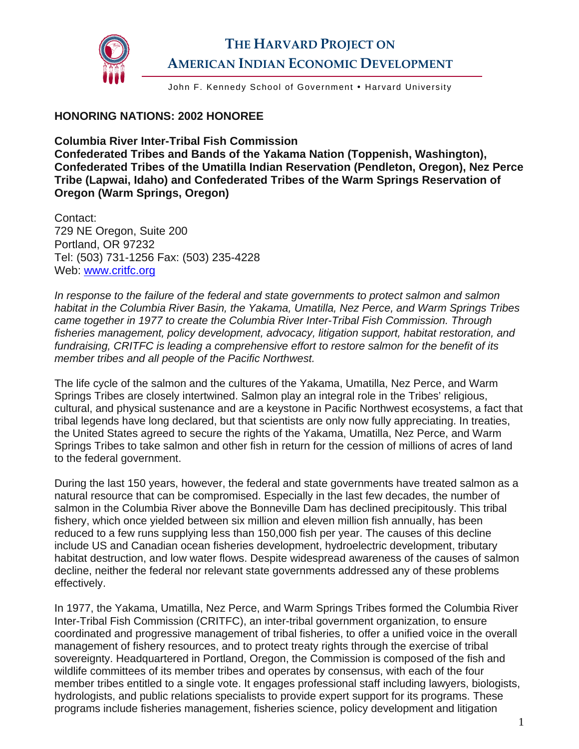# THE HARVARD PROJECT ON AMERICAN INDIAN ECONOMIC DEVELOPMENT

John F. Kennedy School of Government • Harvard University

## HONORING NATIONS: 2002 HONOREE

**Columbia River Inter-Tribal Fish Commission**
**Confederated Tribes and Bands of the Yakama Nation (Toppenish, Washington), Confederated Tribes of the Umatilla Indian Reservation (Pendleton, Oregon), Nez Perce Tribe (Lapwai, Idaho) and Confederated Tribes of the Warm Springs Reservation of Oregon (Warm Springs, Oregon)**

Contact:
729 NE Oregon, Suite 200
Portland, OR 97232
Tel: (503) 731-1256 Fax: (503) 235-4228
Web: [www.critfc.org](www.critfc.org)

*In response to the failure of the federal and state governments to protect salmon and salmon habitat in the Columbia River Basin, the Yakama, Umatilla, Nez Perce, and Warm Springs Tribes came together in 1977 to create the Columbia River Inter-Tribal Fish Commission. Through fisheries management, policy development, advocacy, litigation support, habitat restoration, and fundraising, CRITFC is leading a comprehensive effort to restore salmon for the benefit of its member tribes and all people of the Pacific Northwest.*

The life cycle of the salmon and the cultures of the Yakama, Umatilla, Nez Perce, and Warm Springs Tribes are closely intertwined. Salmon play an integral role in the Tribes' religious, cultural, and physical sustenance and are a keystone in Pacific Northwest ecosystems, a fact that tribal legends have long declared, but that scientists are only now fully appreciating. In treaties, the United States agreed to secure the rights of the Yakama, Umatilla, Nez Perce, and Warm Springs Tribes to take salmon and other fish in return for the cession of millions of acres of land to the federal government.

During the last 150 years, however, the federal and state governments have treated salmon as a natural resource that can be compromised. Especially in the last few decades, the number of salmon in the Columbia River above the Bonneville Dam has declined precipitously. This tribal fishery, which once yielded between six million and eleven million fish annually, has been reduced to a few runs supplying less than 150,000 fish per year. The causes of this decline include US and Canadian ocean fisheries development, hydroelectric development, tributary habitat destruction, and low water flows. Despite widespread awareness of the causes of salmon decline, neither the federal nor relevant state governments addressed any of these problems effectively.

In 1977, the Yakama, Umatilla, Nez Perce, and Warm Springs Tribes formed the Columbia River Inter-Tribal Fish Commission (CRITFC), an inter-tribal government organization, to ensure coordinated and progressive management of tribal fisheries, to offer a unified voice in the overall management of fishery resources, and to protect treaty rights through the exercise of tribal sovereignty. Headquartered in Portland, Oregon, the Commission is composed of the fish and wildlife committees of its member tribes and operates by consensus, with each of the four member tribes entitled to a single vote. It engages professional staff including lawyers, biologists, hydrologists, and public relations specialists to provide expert support for its programs. These programs include fisheries management, fisheries science, policy development and litigation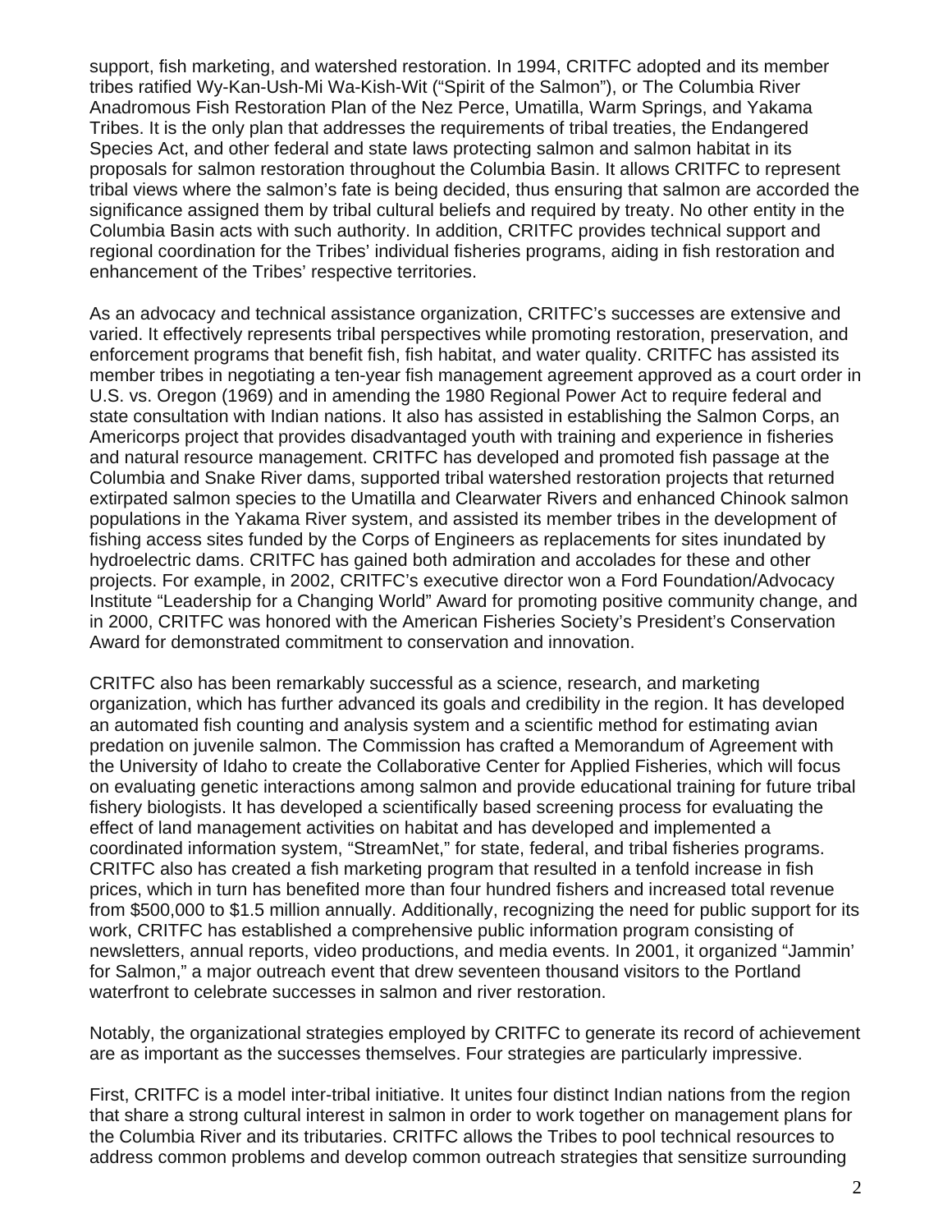support, fish marketing, and watershed restoration. In 1994, CRITFC adopted and its member tribes ratified Wy-Kan-Ush-Mi Wa-Kish-Wit ("Spirit of the Salmon"), or The Columbia River Anadromous Fish Restoration Plan of the Nez Perce, Umatilla, Warm Springs, and Yakama Tribes. It is the only plan that addresses the requirements of tribal treaties, the Endangered Species Act, and other federal and state laws protecting salmon and salmon habitat in its proposals for salmon restoration throughout the Columbia Basin. It allows CRITFC to represent tribal views where the salmon's fate is being decided, thus ensuring that salmon are accorded the significance assigned them by tribal cultural beliefs and required by treaty. No other entity in the Columbia Basin acts with such authority. In addition, CRITFC provides technical support and regional coordination for the Tribes' individual fisheries programs, aiding in fish restoration and enhancement of the Tribes' respective territories.

As an advocacy and technical assistance organization, CRITFC's successes are extensive and varied. It effectively represents tribal perspectives while promoting restoration, preservation, and enforcement programs that benefit fish, fish habitat, and water quality. CRITFC has assisted its member tribes in negotiating a ten-year fish management agreement approved as a court order in U.S. vs. Oregon (1969) and in amending the 1980 Regional Power Act to require federal and state consultation with Indian nations. It also has assisted in establishing the Salmon Corps, an Americorps project that provides disadvantaged youth with training and experience in fisheries and natural resource management. CRITFC has developed and promoted fish passage at the Columbia and Snake River dams, supported tribal watershed restoration projects that returned extirpated salmon species to the Umatilla and Clearwater Rivers and enhanced Chinook salmon populations in the Yakama River system, and assisted its member tribes in the development of fishing access sites funded by the Corps of Engineers as replacements for sites inundated by hydroelectric dams. CRITFC has gained both admiration and accolades for these and other projects. For example, in 2002, CRITFC's executive director won a Ford Foundation/Advocacy Institute "Leadership for a Changing World" Award for promoting positive community change, and in 2000, CRITFC was honored with the American Fisheries Society's President's Conservation Award for demonstrated commitment to conservation and innovation.

CRITFC also has been remarkably successful as a science, research, and marketing organization, which has further advanced its goals and credibility in the region. It has developed an automated fish counting and analysis system and a scientific method for estimating avian predation on juvenile salmon. The Commission has crafted a Memorandum of Agreement with the University of Idaho to create the Collaborative Center for Applied Fisheries, which will focus on evaluating genetic interactions among salmon and provide educational training for future tribal fishery biologists. It has developed a scientifically based screening process for evaluating the effect of land management activities on habitat and has developed and implemented a coordinated information system, "StreamNet," for state, federal, and tribal fisheries programs. CRITFC also has created a fish marketing program that resulted in a tenfold increase in fish prices, which in turn has benefited more than four hundred fishers and increased total revenue from $500,000 to $1.5 million annually. Additionally, recognizing the need for public support for its work, CRITFC has established a comprehensive public information program consisting of newsletters, annual reports, video productions, and media events. In 2001, it organized "Jammin' for Salmon," a major outreach event that drew seventeen thousand visitors to the Portland waterfront to celebrate successes in salmon and river restoration.

Notably, the organizational strategies employed by CRITFC to generate its record of achievement are as important as the successes themselves. Four strategies are particularly impressive.

First, CRITFC is a model inter-tribal initiative. It unites four distinct Indian nations from the region that share a strong cultural interest in salmon in order to work together on management plans for the Columbia River and its tributaries. CRITFC allows the Tribes to pool technical resources to address common problems and develop common outreach strategies that sensitize surrounding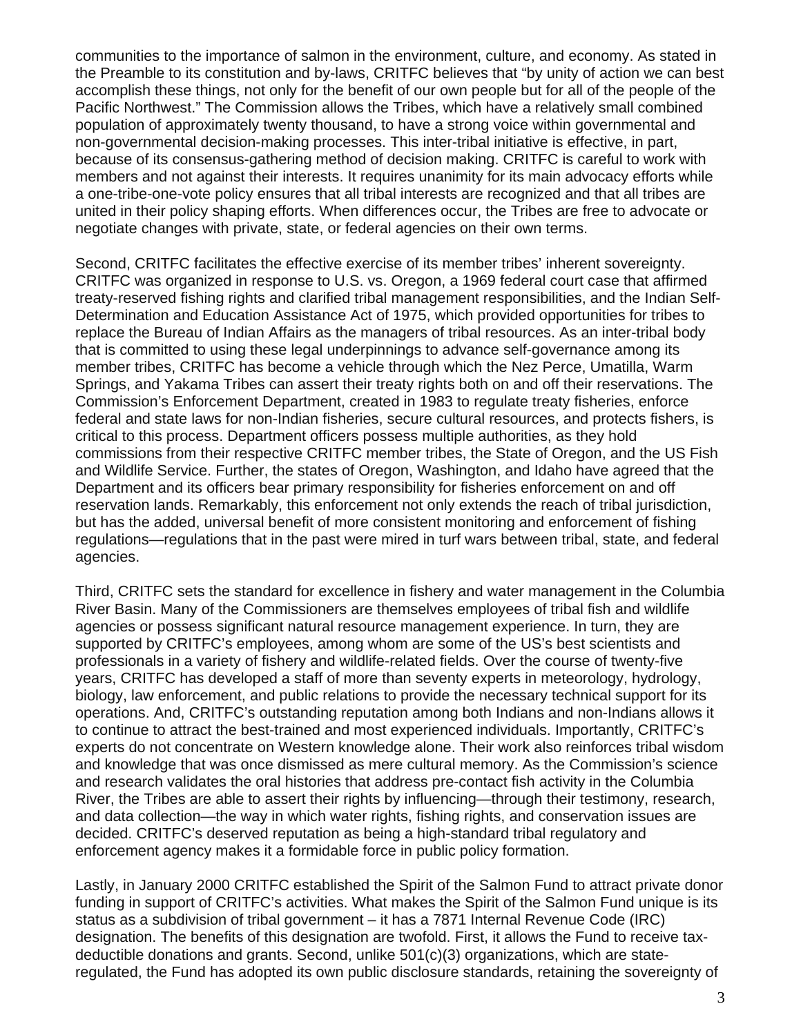communities to the importance of salmon in the environment, culture, and economy. As stated in the Preamble to its constitution and by-laws, CRITFC believes that "by unity of action we can best accomplish these things, not only for the benefit of our own people but for all of the people of the Pacific Northwest." The Commission allows the Tribes, which have a relatively small combined population of approximately twenty thousand, to have a strong voice within governmental and non-governmental decision-making processes. This inter-tribal initiative is effective, in part, because of its consensus-gathering method of decision making. CRITFC is careful to work with members and not against their interests. It requires unanimity for its main advocacy efforts while a one-tribe-one-vote policy ensures that all tribal interests are recognized and that all tribes are united in their policy shaping efforts. When differences occur, the Tribes are free to advocate or negotiate changes with private, state, or federal agencies on their own terms.

Second, CRITFC facilitates the effective exercise of its member tribes' inherent sovereignty. CRITFC was organized in response to U.S. vs. Oregon, a 1969 federal court case that affirmed treaty-reserved fishing rights and clarified tribal management responsibilities, and the Indian Self-Determination and Education Assistance Act of 1975, which provided opportunities for tribes to replace the Bureau of Indian Affairs as the managers of tribal resources. As an inter-tribal body that is committed to using these legal underpinnings to advance self-governance among its member tribes, CRITFC has become a vehicle through which the Nez Perce, Umatilla, Warm Springs, and Yakama Tribes can assert their treaty rights both on and off their reservations. The Commission's Enforcement Department, created in 1983 to regulate treaty fisheries, enforce federal and state laws for non-Indian fisheries, secure cultural resources, and protects fishers, is critical to this process. Department officers possess multiple authorities, as they hold commissions from their respective CRITFC member tribes, the State of Oregon, and the US Fish and Wildlife Service. Further, the states of Oregon, Washington, and Idaho have agreed that the Department and its officers bear primary responsibility for fisheries enforcement on and off reservation lands. Remarkably, this enforcement not only extends the reach of tribal jurisdiction, but has the added, universal benefit of more consistent monitoring and enforcement of fishing regulations—regulations that in the past were mired in turf wars between tribal, state, and federal agencies.

Third, CRITFC sets the standard for excellence in fishery and water management in the Columbia River Basin. Many of the Commissioners are themselves employees of tribal fish and wildlife agencies or possess significant natural resource management experience. In turn, they are supported by CRITFC's employees, among whom are some of the US's best scientists and professionals in a variety of fishery and wildlife-related fields. Over the course of twenty-five years, CRITFC has developed a staff of more than seventy experts in meteorology, hydrology, biology, law enforcement, and public relations to provide the necessary technical support for its operations. And, CRITFC's outstanding reputation among both Indians and non-Indians allows it to continue to attract the best-trained and most experienced individuals. Importantly, CRITFC's experts do not concentrate on Western knowledge alone. Their work also reinforces tribal wisdom and knowledge that was once dismissed as mere cultural memory. As the Commission's science and research validates the oral histories that address pre-contact fish activity in the Columbia River, the Tribes are able to assert their rights by influencing—through their testimony, research, and data collection—the way in which water rights, fishing rights, and conservation issues are decided. CRITFC's deserved reputation as being a high-standard tribal regulatory and enforcement agency makes it a formidable force in public policy formation.

Lastly, in January 2000 CRITFC established the Spirit of the Salmon Fund to attract private donor funding in support of CRITFC's activities. What makes the Spirit of the Salmon Fund unique is its status as a subdivision of tribal government – it has a 7871 Internal Revenue Code (IRC) designation. The benefits of this designation are twofold. First, it allows the Fund to receive tax-deductible donations and grants. Second, unlike 501(c)(3) organizations, which are state-regulated, the Fund has adopted its own public disclosure standards, retaining the sovereignty of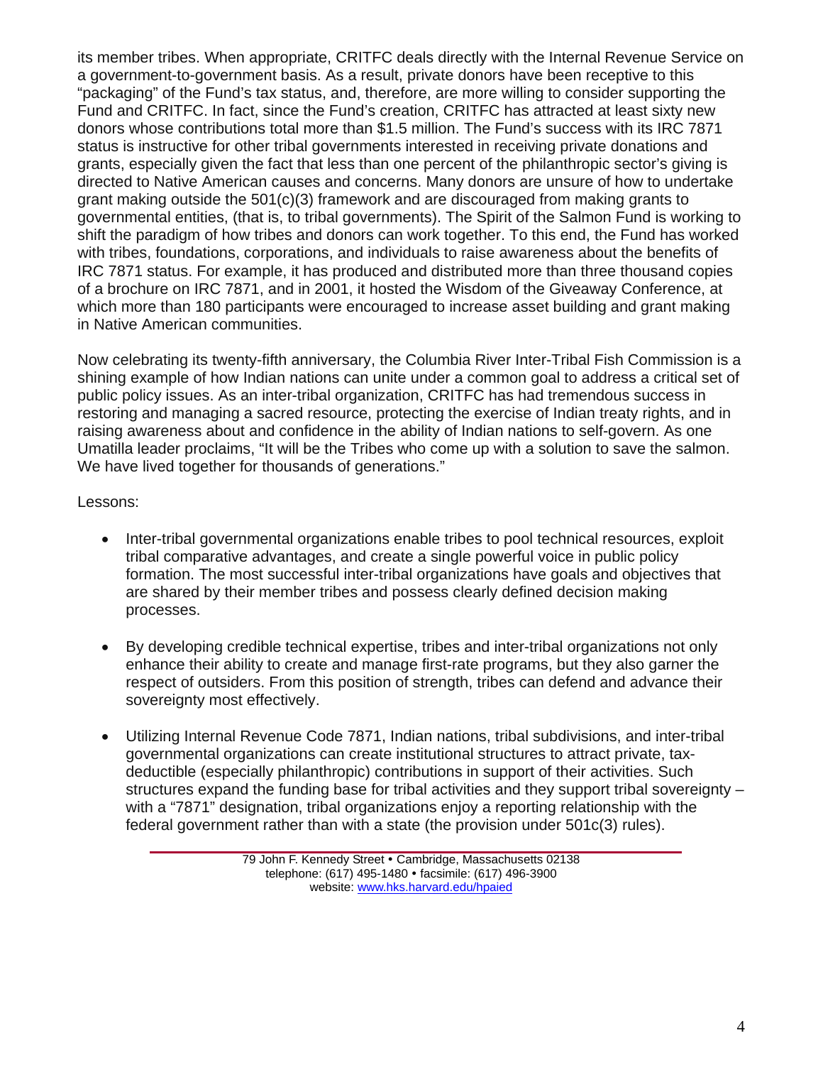its member tribes. When appropriate, CRITFC deals directly with the Internal Revenue Service on a government-to-government basis. As a result, private donors have been receptive to this "packaging" of the Fund's tax status, and, therefore, are more willing to consider supporting the Fund and CRITFC. In fact, since the Fund's creation, CRITFC has attracted at least sixty new donors whose contributions total more than $1.5 million. The Fund's success with its IRC 7871 status is instructive for other tribal governments interested in receiving private donations and grants, especially given the fact that less than one percent of the philanthropic sector's giving is directed to Native American causes and concerns. Many donors are unsure of how to undertake grant making outside the 501(c)(3) framework and are discouraged from making grants to governmental entities, (that is, to tribal governments). The Spirit of the Salmon Fund is working to shift the paradigm of how tribes and donors can work together. To this end, the Fund has worked with tribes, foundations, corporations, and individuals to raise awareness about the benefits of IRC 7871 status. For example, it has produced and distributed more than three thousand copies of a brochure on IRC 7871, and in 2001, it hosted the Wisdom of the Giveaway Conference, at which more than 180 participants were encouraged to increase asset building and grant making in Native American communities.

Now celebrating its twenty-fifth anniversary, the Columbia River Inter-Tribal Fish Commission is a shining example of how Indian nations can unite under a common goal to address a critical set of public policy issues. As an inter-tribal organization, CRITFC has had tremendous success in restoring and managing a sacred resource, protecting the exercise of Indian treaty rights, and in raising awareness about and confidence in the ability of Indian nations to self-govern. As one Umatilla leader proclaims, "It will be the Tribes who come up with a solution to save the salmon. We have lived together for thousands of generations."

Lessons:

- Inter-tribal governmental organizations enable tribes to pool technical resources, exploit tribal comparative advantages, and create a single powerful voice in public policy formation. The most successful inter-tribal organizations have goals and objectives that are shared by their member tribes and possess clearly defined decision making processes.

- By developing credible technical expertise, tribes and inter-tribal organizations not only enhance their ability to create and manage first-rate programs, but they also garner the respect of outsiders. From this position of strength, tribes can defend and advance their sovereignty most effectively.

- Utilizing Internal Revenue Code 7871, Indian nations, tribal subdivisions, and inter-tribal governmental organizations can create institutional structures to attract private, tax-deductible (especially philanthropic) contributions in support of their activities. Such structures expand the funding base for tribal activities and they support tribal sovereignty – with a "7871" designation, tribal organizations enjoy a reporting relationship with the federal government rather than with a state (the provision under 501c(3) rules).

79 John F. Kennedy Street • Cambridge, Massachusetts 02138
telephone: (617) 495-1480 • facsimile: (617) 496-3900
website: www.hks.harvard.edu/hpaied